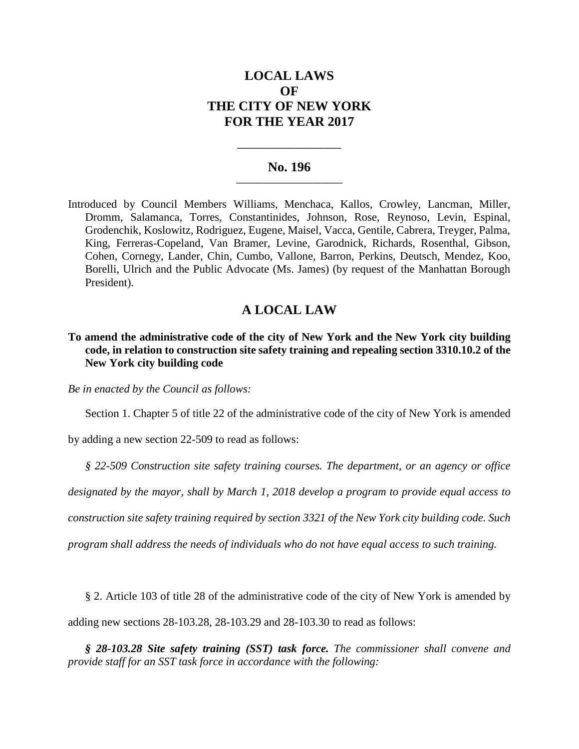# LOCAL LAWS
# OF
# THE CITY OF NEW YORK
# FOR THE YEAR 2017

---

## No. 196

---

Introduced by Council Members Williams, Menchaca, Kallos, Crowley, Lancman, Miller, Dromm, Salamanca, Torres, Constantinides, Johnson, Rose, Reynoso, Levin, Espinal, Grodenchik, Koslowitz, Rodriguez, Eugene, Maisel, Vacca, Gentile, Cabrera, Treyger, Palma, King, Ferreras-Copeland, Van Bramer, Levine, Garodnick, Richards, Rosenthal, Gibson, Cohen, Cornegy, Lander, Chin, Cumbo, Vallone, Barron, Perkins, Deutsch, Mendez, Koo, Borelli, Ulrich and the Public Advocate (Ms. James) (by request of the Manhattan Borough President).

## A LOCAL LAW

**To amend the administrative code of the city of New York and the New York city building code, in relation to construction site safety training and repealing section 3310.10.2 of the New York city building code**

*Be in enacted by the Council as follows:*

Section 1. Chapter 5 of title 22 of the administrative code of the city of New York is amended by adding a new section 22-509 to read as follows:

*§ 22-509 Construction site safety training courses. The department, or an agency or office designated by the mayor, shall by March 1, 2018 develop a program to provide equal access to construction site safety training required by section 3321 of the New York city building code. Such program shall address the needs of individuals who do not have equal access to such training.*

§ 2. Article 103 of title 28 of the administrative code of the city of New York is amended by adding new sections 28-103.28, 28-103.29 and 28-103.30 to read as follows:

***§ 28-103.28 Site safety training (SST) task force.*** *The commissioner shall convene and provide staff for an SST task force in accordance with the following:*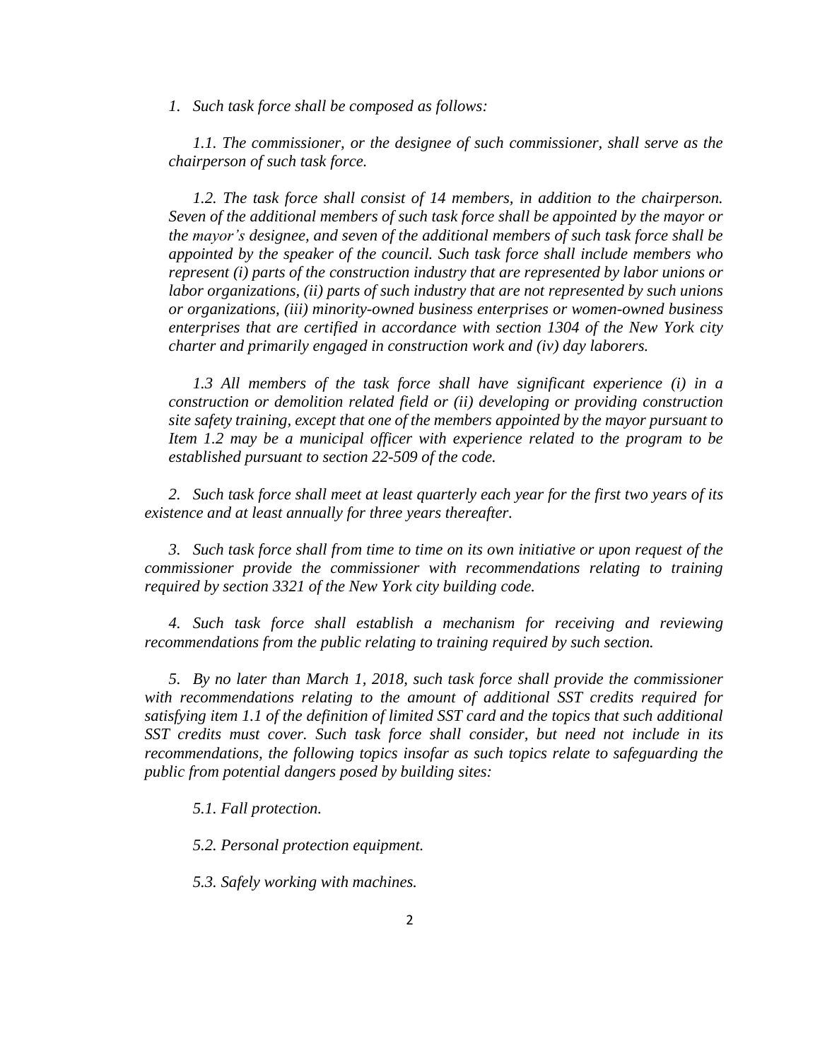*1. Such task force shall be composed as follows:*

*1.1. The commissioner, or the designee of such commissioner, shall serve as the chairperson of such task force.*

*1.2. The task force shall consist of 14 members, in addition to the chairperson. Seven of the additional members of such task force shall be appointed by the mayor or the mayor's designee, and seven of the additional members of such task force shall be appointed by the speaker of the council. Such task force shall include members who represent (i) parts of the construction industry that are represented by labor unions or labor organizations, (ii) parts of such industry that are not represented by such unions or organizations, (iii) minority-owned business enterprises or women-owned business enterprises that are certified in accordance with section 1304 of the New York city charter and primarily engaged in construction work and (iv) day laborers.*

*1.3 All members of the task force shall have significant experience (i) in a construction or demolition related field or (ii) developing or providing construction site safety training, except that one of the members appointed by the mayor pursuant to Item 1.2 may be a municipal officer with experience related to the program to be established pursuant to section 22-509 of the code.*

*2. Such task force shall meet at least quarterly each year for the first two years of its existence and at least annually for three years thereafter.*

*3. Such task force shall from time to time on its own initiative or upon request of the commissioner provide the commissioner with recommendations relating to training required by section 3321 of the New York city building code.*

*4. Such task force shall establish a mechanism for receiving and reviewing recommendations from the public relating to training required by such section.*

*5. By no later than March 1, 2018, such task force shall provide the commissioner with recommendations relating to the amount of additional SST credits required for satisfying item 1.1 of the definition of limited SST card and the topics that such additional SST credits must cover. Such task force shall consider, but need not include in its recommendations, the following topics insofar as such topics relate to safeguarding the public from potential dangers posed by building sites:*

*5.1. Fall protection.*

*5.2. Personal protection equipment.*

*5.3. Safely working with machines.*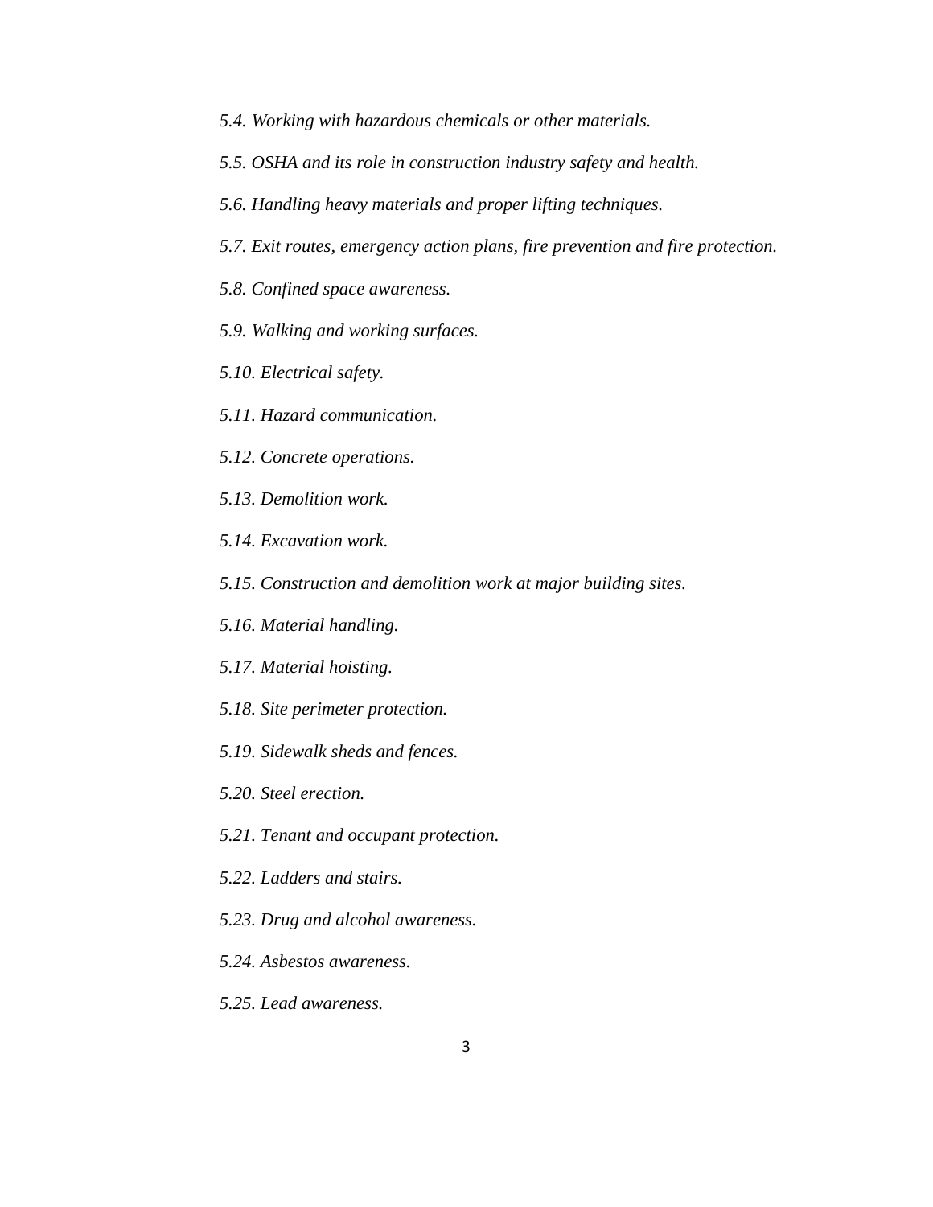*5.4. Working with hazardous chemicals or other materials.*

*5.5. OSHA and its role in construction industry safety and health.*

*5.6. Handling heavy materials and proper lifting techniques.*

*5.7. Exit routes, emergency action plans, fire prevention and fire protection.*

*5.8. Confined space awareness.*

*5.9. Walking and working surfaces.*

*5.10. Electrical safety.*

*5.11. Hazard communication.*

*5.12. Concrete operations.*

*5.13. Demolition work.*

*5.14. Excavation work.*

*5.15. Construction and demolition work at major building sites.*

*5.16. Material handling.*

*5.17. Material hoisting.*

*5.18. Site perimeter protection.*

*5.19. Sidewalk sheds and fences.*

*5.20. Steel erection.*

*5.21. Tenant and occupant protection.*

*5.22. Ladders and stairs.*

*5.23. Drug and alcohol awareness.*

*5.24. Asbestos awareness.*

*5.25. Lead awareness.*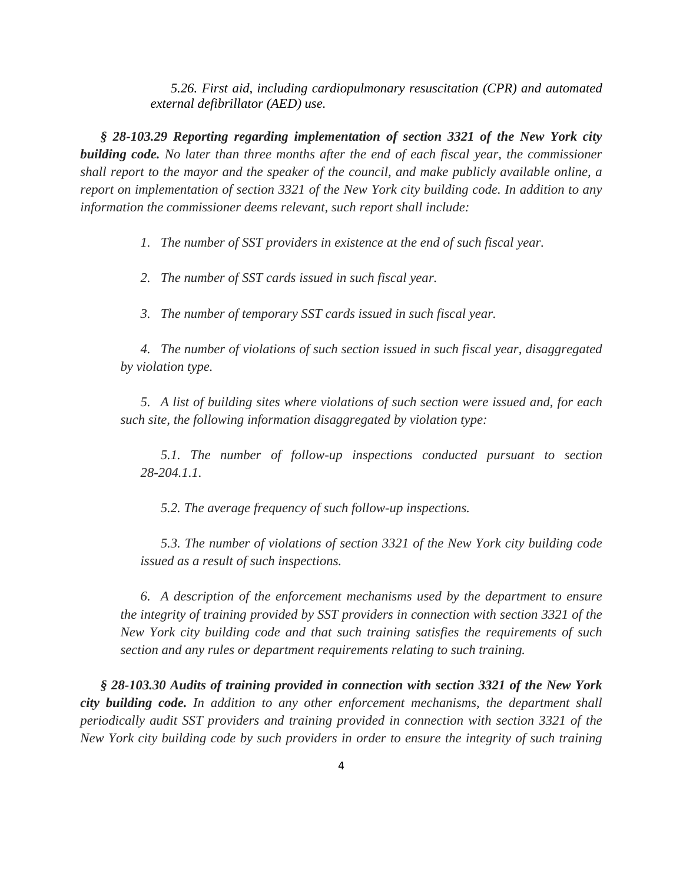*5.26. First aid, including cardiopulmonary resuscitation (CPR) and automated external defibrillator (AED) use.*

***§ 28-103.29 Reporting regarding implementation of section 3321 of the New York city building code.*** *No later than three months after the end of each fiscal year, the commissioner shall report to the mayor and the speaker of the council, and make publicly available online, a report on implementation of section 3321 of the New York city building code. In addition to any information the commissioner deems relevant, such report shall include:*

*1. The number of SST providers in existence at the end of such fiscal year.*

*2. The number of SST cards issued in such fiscal year.*

*3. The number of temporary SST cards issued in such fiscal year.*

*4. The number of violations of such section issued in such fiscal year, disaggregated by violation type.*

*5. A list of building sites where violations of such section were issued and, for each such site, the following information disaggregated by violation type:*

*5.1. The number of follow-up inspections conducted pursuant to section 28-204.1.1.*

*5.2. The average frequency of such follow-up inspections.*

*5.3. The number of violations of section 3321 of the New York city building code issued as a result of such inspections.*

*6. A description of the enforcement mechanisms used by the department to ensure the integrity of training provided by SST providers in connection with section 3321 of the New York city building code and that such training satisfies the requirements of such section and any rules or department requirements relating to such training.*

***§ 28-103.30 Audits of training provided in connection with section 3321 of the New York city building code.*** *In addition to any other enforcement mechanisms, the department shall periodically audit SST providers and training provided in connection with section 3321 of the New York city building code by such providers in order to ensure the integrity of such training*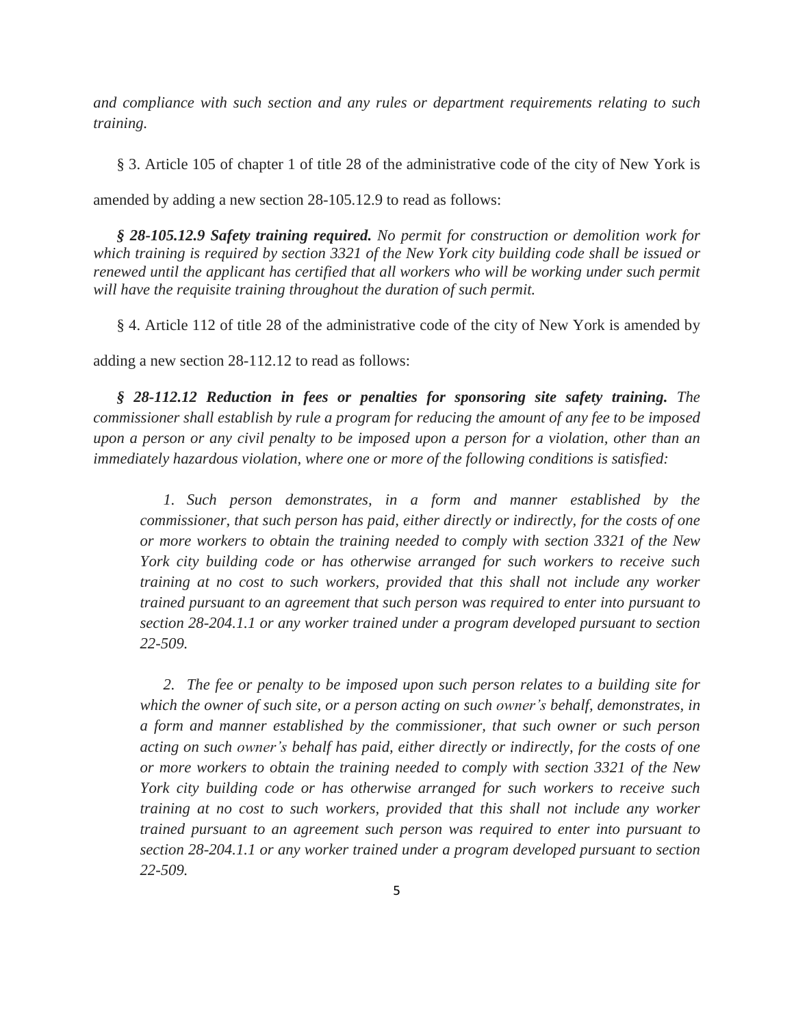*and compliance with such section and any rules or department requirements relating to such training.*

§ 3. Article 105 of chapter 1 of title 28 of the administrative code of the city of New York is amended by adding a new section 28-105.12.9 to read as follows:

***§ 28-105.12.9 Safety training required.*** *No permit for construction or demolition work for which training is required by section 3321 of the New York city building code shall be issued or renewed until the applicant has certified that all workers who will be working under such permit will have the requisite training throughout the duration of such permit.*

§ 4. Article 112 of title 28 of the administrative code of the city of New York is amended by adding a new section 28-112.12 to read as follows:

***§ 28-112.12 Reduction in fees or penalties for sponsoring site safety training.*** *The commissioner shall establish by rule a program for reducing the amount of any fee to be imposed upon a person or any civil penalty to be imposed upon a person for a violation, other than an immediately hazardous violation, where one or more of the following conditions is satisfied:*

*1. Such person demonstrates, in a form and manner established by the commissioner, that such person has paid, either directly or indirectly, for the costs of one or more workers to obtain the training needed to comply with section 3321 of the New York city building code or has otherwise arranged for such workers to receive such training at no cost to such workers, provided that this shall not include any worker trained pursuant to an agreement that such person was required to enter into pursuant to section 28-204.1.1 or any worker trained under a program developed pursuant to section 22-509.*

*2. The fee or penalty to be imposed upon such person relates to a building site for which the owner of such site, or a person acting on such owner's behalf, demonstrates, in a form and manner established by the commissioner, that such owner or such person acting on such owner's behalf has paid, either directly or indirectly, for the costs of one or more workers to obtain the training needed to comply with section 3321 of the New York city building code or has otherwise arranged for such workers to receive such training at no cost to such workers, provided that this shall not include any worker trained pursuant to an agreement such person was required to enter into pursuant to section 28-204.1.1 or any worker trained under a program developed pursuant to section 22-509.*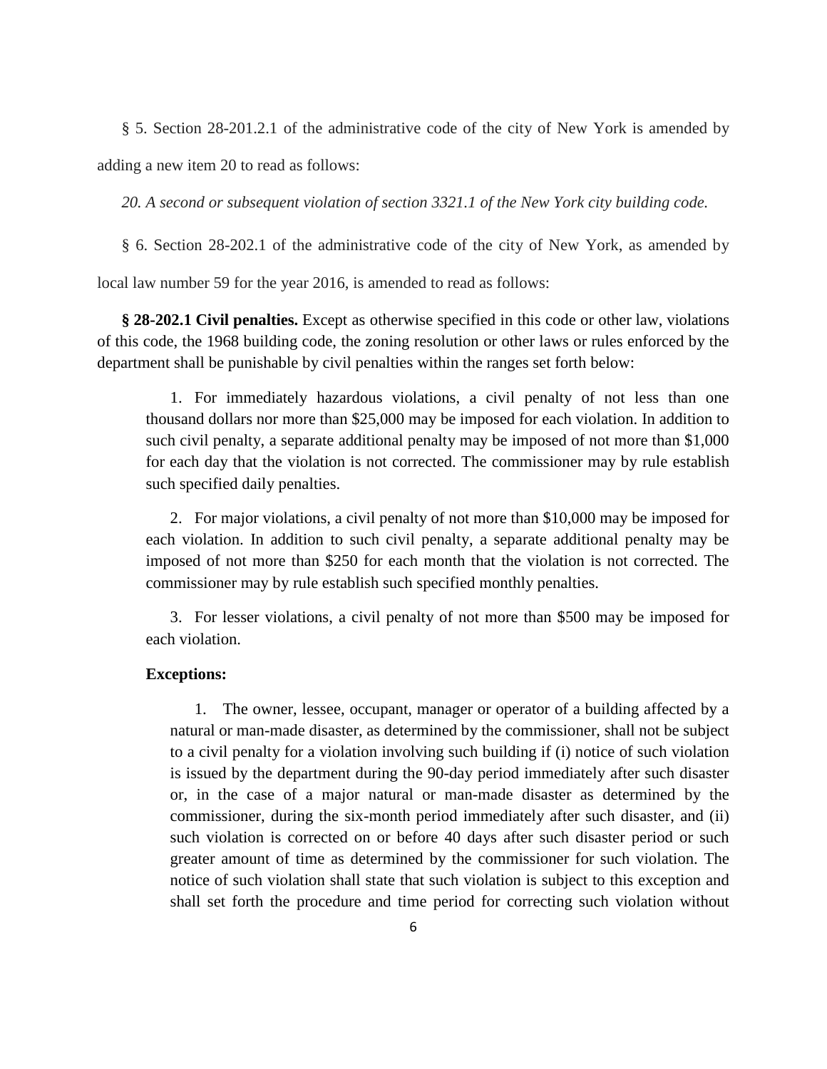§ 5. Section 28-201.2.1 of the administrative code of the city of New York is amended by adding a new item 20 to read as follows:

*20. A second or subsequent violation of section 3321.1 of the New York city building code.*

§ 6. Section 28-202.1 of the administrative code of the city of New York, as amended by local law number 59 for the year 2016, is amended to read as follows:

**§ 28-202.1 Civil penalties.** Except as otherwise specified in this code or other law, violations of this code, the 1968 building code, the zoning resolution or other laws or rules enforced by the department shall be punishable by civil penalties within the ranges set forth below:

1. For immediately hazardous violations, a civil penalty of not less than one thousand dollars nor more than $25,000 may be imposed for each violation. In addition to such civil penalty, a separate additional penalty may be imposed of not more than $1,000 for each day that the violation is not corrected. The commissioner may by rule establish such specified daily penalties.

2. For major violations, a civil penalty of not more than $10,000 may be imposed for each violation. In addition to such civil penalty, a separate additional penalty may be imposed of not more than $250 for each month that the violation is not corrected. The commissioner may by rule establish such specified monthly penalties.

3. For lesser violations, a civil penalty of not more than $500 may be imposed for each violation.

**Exceptions:**

1. The owner, lessee, occupant, manager or operator of a building affected by a natural or man-made disaster, as determined by the commissioner, shall not be subject to a civil penalty for a violation involving such building if (i) notice of such violation is issued by the department during the 90-day period immediately after such disaster or, in the case of a major natural or man-made disaster as determined by the commissioner, during the six-month period immediately after such disaster, and (ii) such violation is corrected on or before 40 days after such disaster period or such greater amount of time as determined by the commissioner for such violation. The notice of such violation shall state that such violation is subject to this exception and shall set forth the procedure and time period for correcting such violation without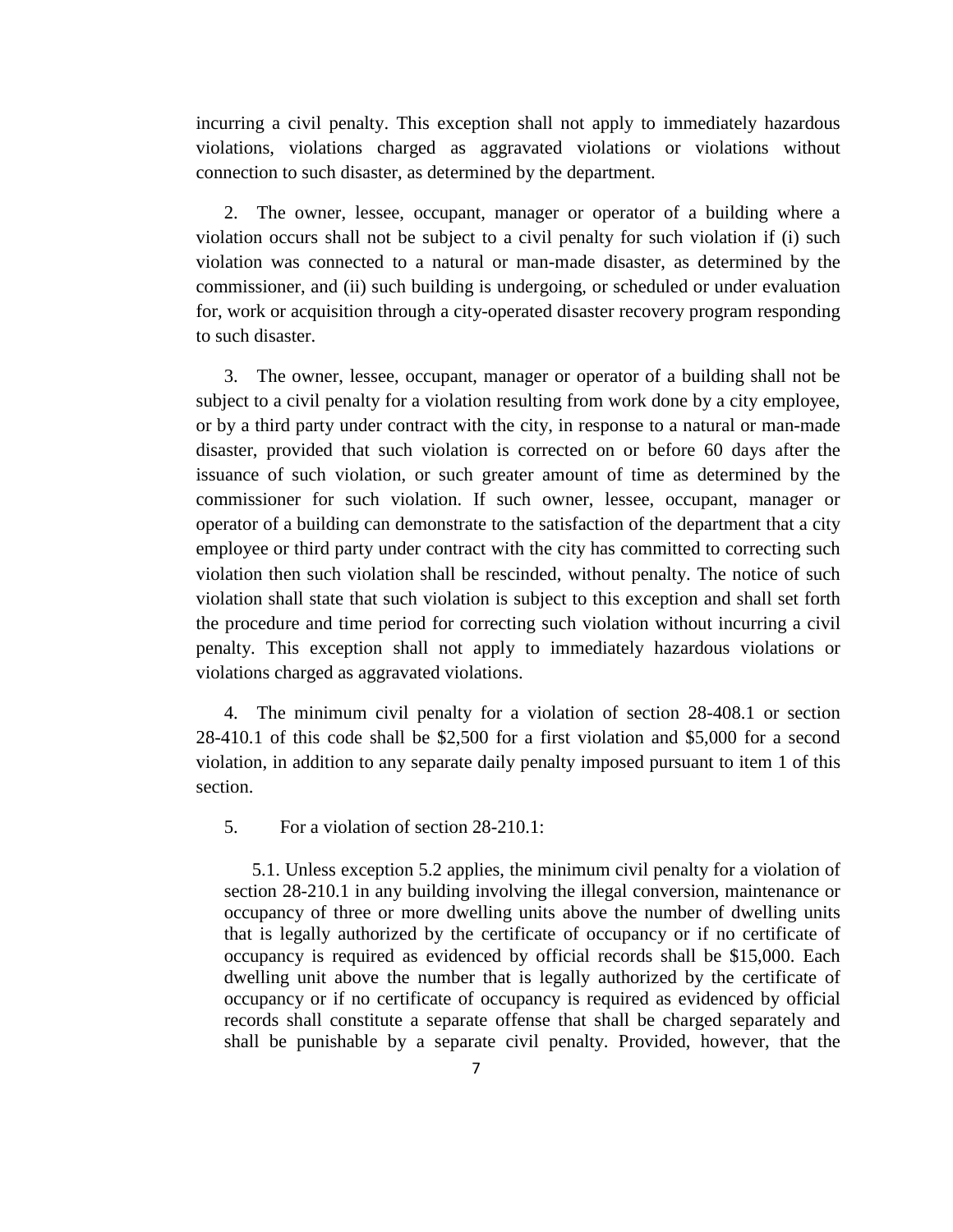incurring a civil penalty. This exception shall not apply to immediately hazardous violations, violations charged as aggravated violations or violations without connection to such disaster, as determined by the department.

2. The owner, lessee, occupant, manager or operator of a building where a violation occurs shall not be subject to a civil penalty for such violation if (i) such violation was connected to a natural or man-made disaster, as determined by the commissioner, and (ii) such building is undergoing, or scheduled or under evaluation for, work or acquisition through a city-operated disaster recovery program responding to such disaster.

3. The owner, lessee, occupant, manager or operator of a building shall not be subject to a civil penalty for a violation resulting from work done by a city employee, or by a third party under contract with the city, in response to a natural or man-made disaster, provided that such violation is corrected on or before 60 days after the issuance of such violation, or such greater amount of time as determined by the commissioner for such violation. If such owner, lessee, occupant, manager or operator of a building can demonstrate to the satisfaction of the department that a city employee or third party under contract with the city has committed to correcting such violation then such violation shall be rescinded, without penalty. The notice of such violation shall state that such violation is subject to this exception and shall set forth the procedure and time period for correcting such violation without incurring a civil penalty. This exception shall not apply to immediately hazardous violations or violations charged as aggravated violations.

4. The minimum civil penalty for a violation of section 28-408.1 or section 28-410.1 of this code shall be $2,500 for a first violation and $5,000 for a second violation, in addition to any separate daily penalty imposed pursuant to item 1 of this section.

5. For a violation of section 28-210.1:

5.1. Unless exception 5.2 applies, the minimum civil penalty for a violation of section 28-210.1 in any building involving the illegal conversion, maintenance or occupancy of three or more dwelling units above the number of dwelling units that is legally authorized by the certificate of occupancy or if no certificate of occupancy is required as evidenced by official records shall be $15,000. Each dwelling unit above the number that is legally authorized by the certificate of occupancy or if no certificate of occupancy is required as evidenced by official records shall constitute a separate offense that shall be charged separately and shall be punishable by a separate civil penalty. Provided, however, that the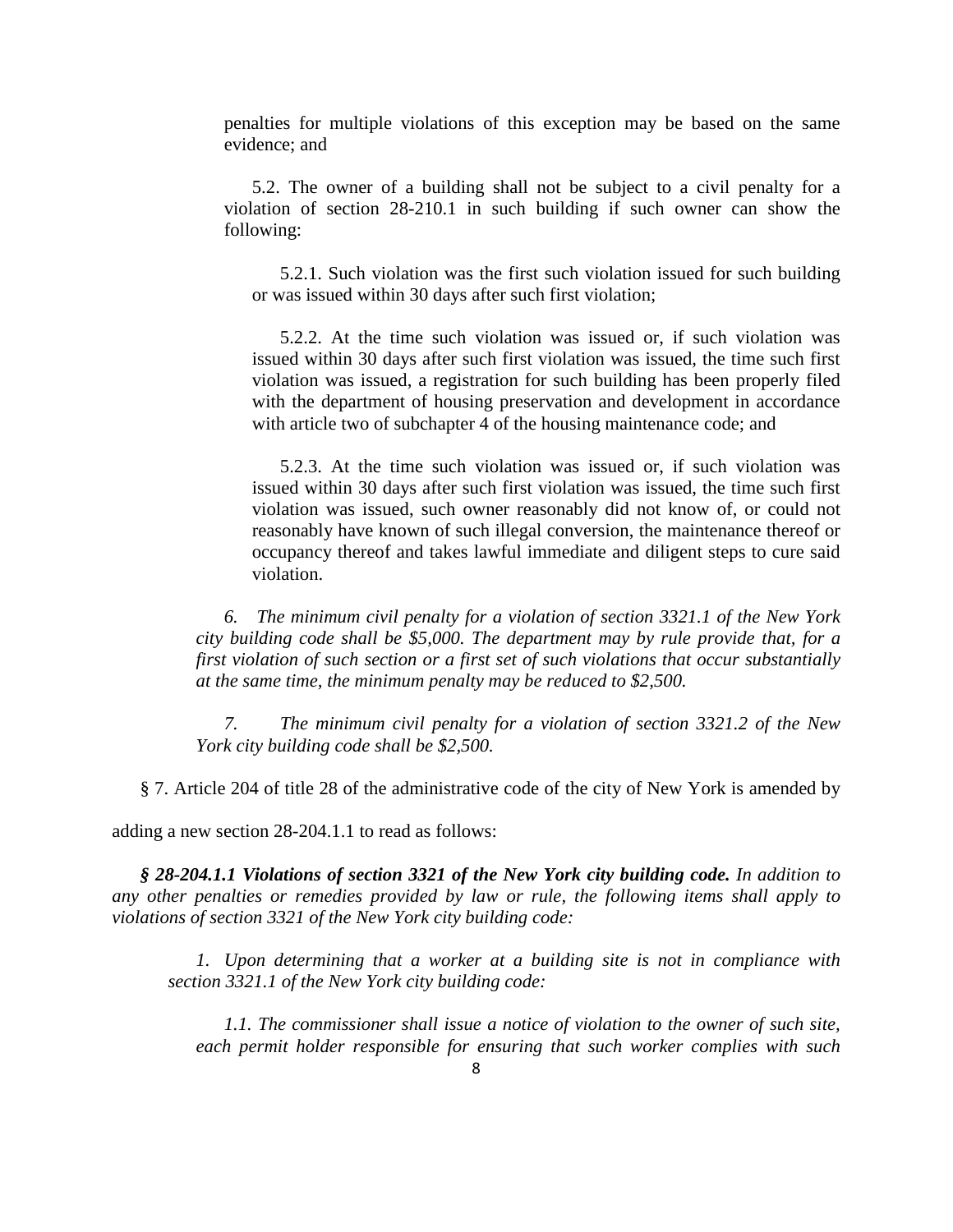penalties for multiple violations of this exception may be based on the same evidence; and

5.2. The owner of a building shall not be subject to a civil penalty for a violation of section 28-210.1 in such building if such owner can show the following:

5.2.1. Such violation was the first such violation issued for such building or was issued within 30 days after such first violation;

5.2.2. At the time such violation was issued or, if such violation was issued within 30 days after such first violation was issued, the time such first violation was issued, a registration for such building has been properly filed with the department of housing preservation and development in accordance with article two of subchapter 4 of the housing maintenance code; and

5.2.3. At the time such violation was issued or, if such violation was issued within 30 days after such first violation was issued, the time such first violation was issued, such owner reasonably did not know of, or could not reasonably have known of such illegal conversion, the maintenance thereof or occupancy thereof and takes lawful immediate and diligent steps to cure said violation.

*6. The minimum civil penalty for a violation of section 3321.1 of the New York city building code shall be $5,000. The department may by rule provide that, for a first violation of such section or a first set of such violations that occur substantially at the same time, the minimum penalty may be reduced to $2,500.*

*7. The minimum civil penalty for a violation of section 3321.2 of the New York city building code shall be $2,500.*

§ 7. Article 204 of title 28 of the administrative code of the city of New York is amended by adding a new section 28-204.1.1 to read as follows:

***§ 28-204.1.1 Violations of section 3321 of the New York city building code.*** *In addition to any other penalties or remedies provided by law or rule, the following items shall apply to violations of section 3321 of the New York city building code:*

*1. Upon determining that a worker at a building site is not in compliance with section 3321.1 of the New York city building code:*

*1.1. The commissioner shall issue a notice of violation to the owner of such site, each permit holder responsible for ensuring that such worker complies with such*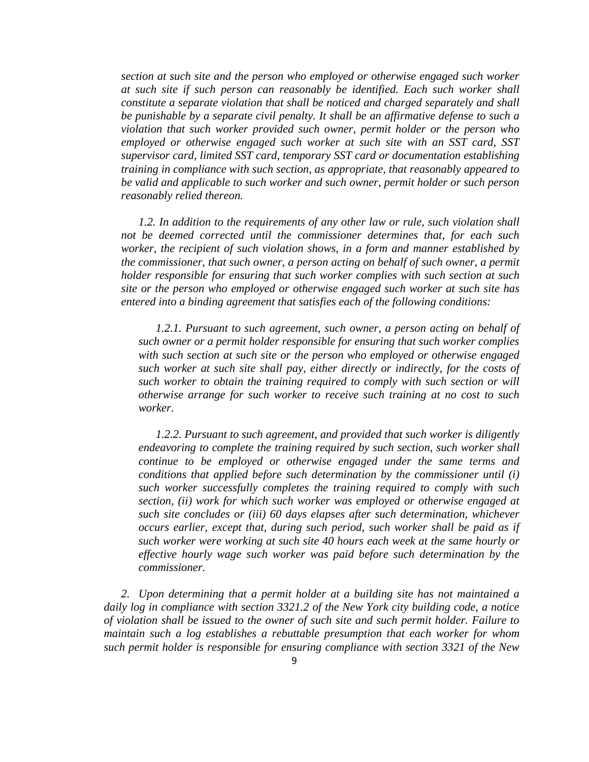*section at such site and the person who employed or otherwise engaged such worker at such site if such person can reasonably be identified. Each such worker shall constitute a separate violation that shall be noticed and charged separately and shall be punishable by a separate civil penalty. It shall be an affirmative defense to such a violation that such worker provided such owner, permit holder or the person who employed or otherwise engaged such worker at such site with an SST card, SST supervisor card, limited SST card, temporary SST card or documentation establishing training in compliance with such section, as appropriate, that reasonably appeared to be valid and applicable to such worker and such owner, permit holder or such person reasonably relied thereon.*

*1.2. In addition to the requirements of any other law or rule, such violation shall not be deemed corrected until the commissioner determines that, for each such worker, the recipient of such violation shows, in a form and manner established by the commissioner, that such owner, a person acting on behalf of such owner, a permit holder responsible for ensuring that such worker complies with such section at such site or the person who employed or otherwise engaged such worker at such site has entered into a binding agreement that satisfies each of the following conditions:*

*1.2.1. Pursuant to such agreement, such owner, a person acting on behalf of such owner or a permit holder responsible for ensuring that such worker complies with such section at such site or the person who employed or otherwise engaged such worker at such site shall pay, either directly or indirectly, for the costs of such worker to obtain the training required to comply with such section or will otherwise arrange for such worker to receive such training at no cost to such worker.*

*1.2.2. Pursuant to such agreement, and provided that such worker is diligently endeavoring to complete the training required by such section, such worker shall continue to be employed or otherwise engaged under the same terms and conditions that applied before such determination by the commissioner until (i) such worker successfully completes the training required to comply with such section, (ii) work for which such worker was employed or otherwise engaged at such site concludes or (iii) 60 days elapses after such determination, whichever occurs earlier, except that, during such period, such worker shall be paid as if such worker were working at such site 40 hours each week at the same hourly or effective hourly wage such worker was paid before such determination by the commissioner.*

*2. Upon determining that a permit holder at a building site has not maintained a daily log in compliance with section 3321.2 of the New York city building code, a notice of violation shall be issued to the owner of such site and such permit holder. Failure to maintain such a log establishes a rebuttable presumption that each worker for whom such permit holder is responsible for ensuring compliance with section 3321 of the New*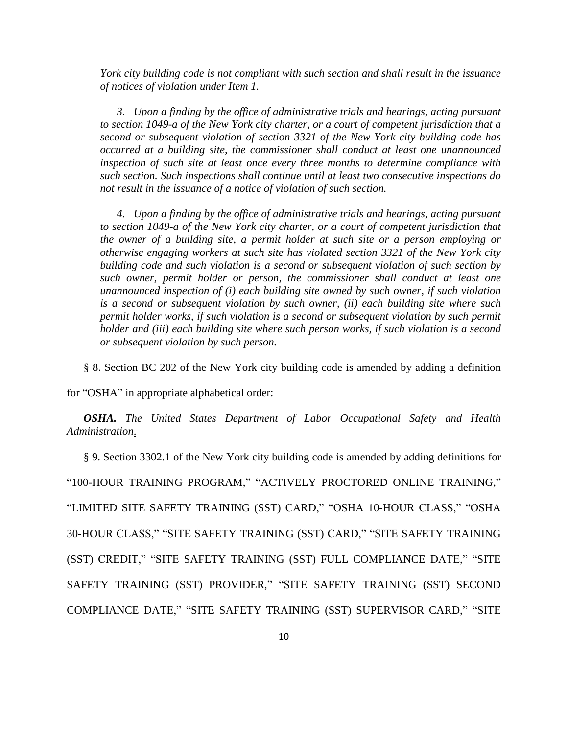*York city building code is not compliant with such section and shall result in the issuance of notices of violation under Item 1.*

*3. Upon a finding by the office of administrative trials and hearings, acting pursuant to section 1049-a of the New York city charter, or a court of competent jurisdiction that a second or subsequent violation of section 3321 of the New York city building code has occurred at a building site, the commissioner shall conduct at least one unannounced inspection of such site at least once every three months to determine compliance with such section. Such inspections shall continue until at least two consecutive inspections do not result in the issuance of a notice of violation of such section.*

*4. Upon a finding by the office of administrative trials and hearings, acting pursuant to section 1049-a of the New York city charter, or a court of competent jurisdiction that the owner of a building site, a permit holder at such site or a person employing or otherwise engaging workers at such site has violated section 3321 of the New York city building code and such violation is a second or subsequent violation of such section by such owner, permit holder or person, the commissioner shall conduct at least one unannounced inspection of (i) each building site owned by such owner, if such violation is a second or subsequent violation by such owner, (ii) each building site where such permit holder works, if such violation is a second or subsequent violation by such permit holder and (iii) each building site where such person works, if such violation is a second or subsequent violation by such person.*

§ 8. Section BC 202 of the New York city building code is amended by adding a definition for "OSHA" in appropriate alphabetical order:

***OSHA.*** *The United States Department of Labor Occupational Safety and Health Administration.*

§ 9. Section 3302.1 of the New York city building code is amended by adding definitions for "100-HOUR TRAINING PROGRAM," "ACTIVELY PROCTORED ONLINE TRAINING," "LIMITED SITE SAFETY TRAINING (SST) CARD," "OSHA 10-HOUR CLASS," "OSHA 30-HOUR CLASS," "SITE SAFETY TRAINING (SST) CARD," "SITE SAFETY TRAINING (SST) CREDIT," "SITE SAFETY TRAINING (SST) FULL COMPLIANCE DATE," "SITE SAFETY TRAINING (SST) PROVIDER," "SITE SAFETY TRAINING (SST) SECOND COMPLIANCE DATE," "SITE SAFETY TRAINING (SST) SUPERVISOR CARD," "SITE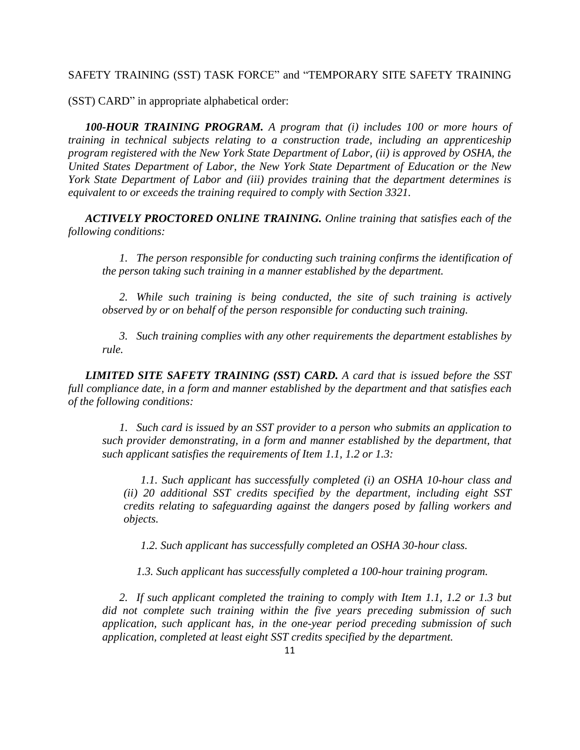SAFETY TRAINING (SST) TASK FORCE" and "TEMPORARY SITE SAFETY TRAINING (SST) CARD" in appropriate alphabetical order:

***100-HOUR TRAINING PROGRAM.*** *A program that (i) includes 100 or more hours of training in technical subjects relating to a construction trade, including an apprenticeship program registered with the New York State Department of Labor, (ii) is approved by OSHA, the United States Department of Labor, the New York State Department of Education or the New York State Department of Labor and (iii) provides training that the department determines is equivalent to or exceeds the training required to comply with Section 3321.*

***ACTIVELY PROCTORED ONLINE TRAINING.*** *Online training that satisfies each of the following conditions:*

*1. The person responsible for conducting such training confirms the identification of the person taking such training in a manner established by the department.*

*2. While such training is being conducted, the site of such training is actively observed by or on behalf of the person responsible for conducting such training.*

*3. Such training complies with any other requirements the department establishes by rule.*

***LIMITED SITE SAFETY TRAINING (SST) CARD.*** *A card that is issued before the SST full compliance date, in a form and manner established by the department and that satisfies each of the following conditions:*

*1. Such card is issued by an SST provider to a person who submits an application to such provider demonstrating, in a form and manner established by the department, that such applicant satisfies the requirements of Item 1.1, 1.2 or 1.3:*

*1.1. Such applicant has successfully completed (i) an OSHA 10-hour class and (ii) 20 additional SST credits specified by the department, including eight SST credits relating to safeguarding against the dangers posed by falling workers and objects.*

*1.2. Such applicant has successfully completed an OSHA 30-hour class.*

*1.3. Such applicant has successfully completed a 100-hour training program.*

*2. If such applicant completed the training to comply with Item 1.1, 1.2 or 1.3 but did not complete such training within the five years preceding submission of such application, such applicant has, in the one-year period preceding submission of such application, completed at least eight SST credits specified by the department.*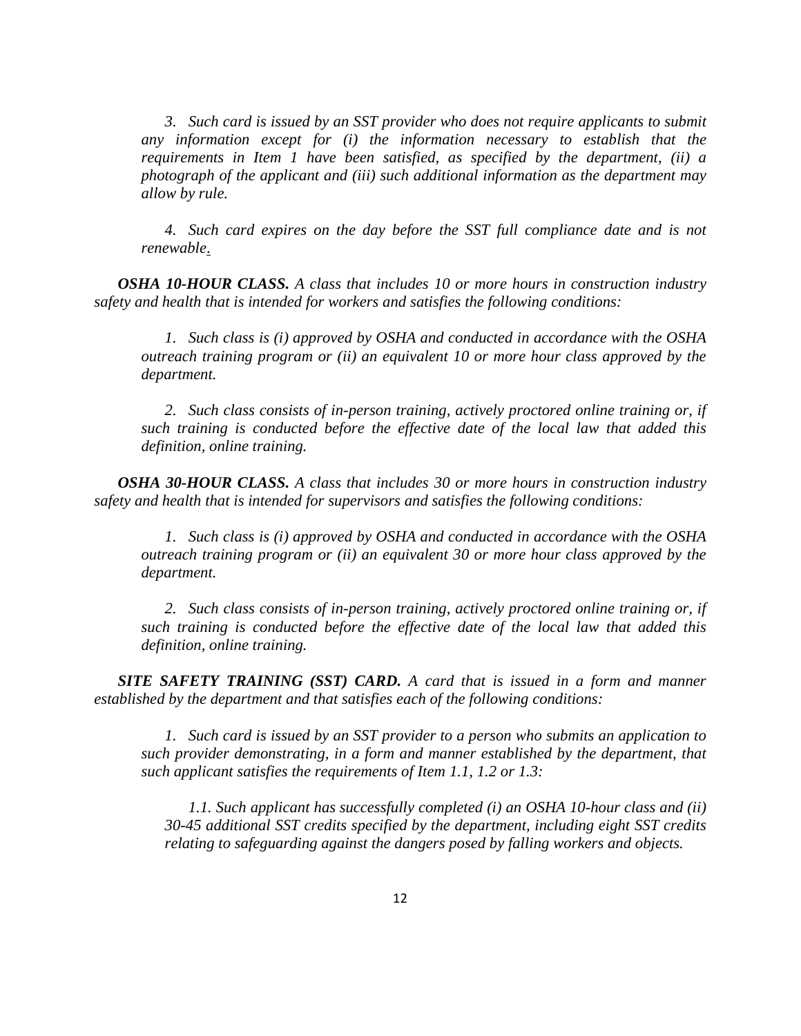*3. Such card is issued by an SST provider who does not require applicants to submit any information except for (i) the information necessary to establish that the requirements in Item 1 have been satisfied, as specified by the department, (ii) a photograph of the applicant and (iii) such additional information as the department may allow by rule.*

*4. Such card expires on the day before the SST full compliance date and is not renewable.*

***OSHA 10-HOUR CLASS.*** *A class that includes 10 or more hours in construction industry safety and health that is intended for workers and satisfies the following conditions:*

*1. Such class is (i) approved by OSHA and conducted in accordance with the OSHA outreach training program or (ii) an equivalent 10 or more hour class approved by the department.*

*2. Such class consists of in-person training, actively proctored online training or, if such training is conducted before the effective date of the local law that added this definition, online training.*

***OSHA 30-HOUR CLASS.*** *A class that includes 30 or more hours in construction industry safety and health that is intended for supervisors and satisfies the following conditions:*

*1. Such class is (i) approved by OSHA and conducted in accordance with the OSHA outreach training program or (ii) an equivalent 30 or more hour class approved by the department.*

*2. Such class consists of in-person training, actively proctored online training or, if such training is conducted before the effective date of the local law that added this definition, online training.*

***SITE SAFETY TRAINING (SST) CARD.*** *A card that is issued in a form and manner established by the department and that satisfies each of the following conditions:*

*1. Such card is issued by an SST provider to a person who submits an application to such provider demonstrating, in a form and manner established by the department, that such applicant satisfies the requirements of Item 1.1, 1.2 or 1.3:*

*1.1. Such applicant has successfully completed (i) an OSHA 10-hour class and (ii) 30-45 additional SST credits specified by the department, including eight SST credits relating to safeguarding against the dangers posed by falling workers and objects.*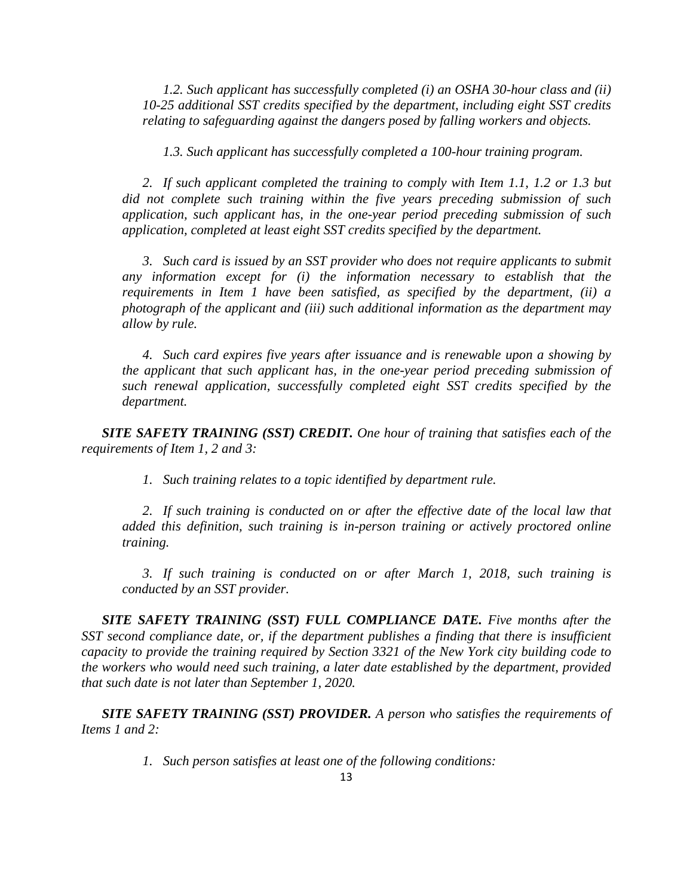*1.2. Such applicant has successfully completed (i) an OSHA 30-hour class and (ii) 10-25 additional SST credits specified by the department, including eight SST credits relating to safeguarding against the dangers posed by falling workers and objects.*

*1.3. Such applicant has successfully completed a 100-hour training program.*

*2. If such applicant completed the training to comply with Item 1.1, 1.2 or 1.3 but did not complete such training within the five years preceding submission of such application, such applicant has, in the one-year period preceding submission of such application, completed at least eight SST credits specified by the department.*

*3. Such card is issued by an SST provider who does not require applicants to submit any information except for (i) the information necessary to establish that the requirements in Item 1 have been satisfied, as specified by the department, (ii) a photograph of the applicant and (iii) such additional information as the department may allow by rule.*

*4. Such card expires five years after issuance and is renewable upon a showing by the applicant that such applicant has, in the one-year period preceding submission of such renewal application, successfully completed eight SST credits specified by the department.*

***SITE SAFETY TRAINING (SST) CREDIT.*** *One hour of training that satisfies each of the requirements of Item 1, 2 and 3:*

*1. Such training relates to a topic identified by department rule.*

*2. If such training is conducted on or after the effective date of the local law that added this definition, such training is in-person training or actively proctored online training.*

*3. If such training is conducted on or after March 1, 2018, such training is conducted by an SST provider.*

***SITE SAFETY TRAINING (SST) FULL COMPLIANCE DATE.*** *Five months after the SST second compliance date, or, if the department publishes a finding that there is insufficient capacity to provide the training required by Section 3321 of the New York city building code to the workers who would need such training, a later date established by the department, provided that such date is not later than September 1, 2020.*

***SITE SAFETY TRAINING (SST) PROVIDER.*** *A person who satisfies the requirements of Items 1 and 2:*

*1. Such person satisfies at least one of the following conditions:*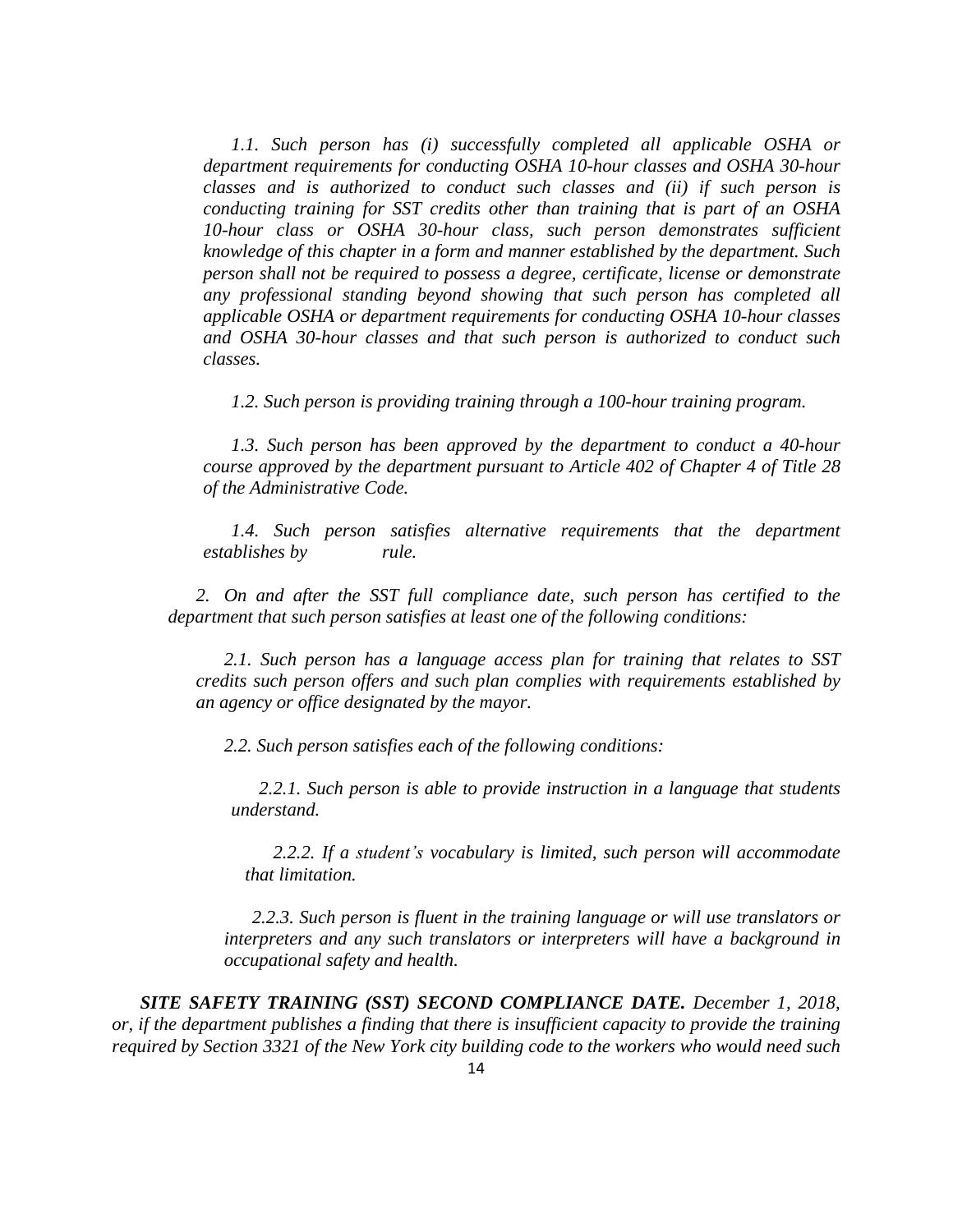*1.1. Such person has (i) successfully completed all applicable OSHA or department requirements for conducting OSHA 10-hour classes and OSHA 30-hour classes and is authorized to conduct such classes and (ii) if such person is conducting training for SST credits other than training that is part of an OSHA 10-hour class or OSHA 30-hour class, such person demonstrates sufficient knowledge of this chapter in a form and manner established by the department. Such person shall not be required to possess a degree, certificate, license or demonstrate any professional standing beyond showing that such person has completed all applicable OSHA or department requirements for conducting OSHA 10-hour classes and OSHA 30-hour classes and that such person is authorized to conduct such classes.*

*1.2. Such person is providing training through a 100-hour training program.*

*1.3. Such person has been approved by the department to conduct a 40-hour course approved by the department pursuant to Article 402 of Chapter 4 of Title 28 of the Administrative Code.*

*1.4. Such person satisfies alternative requirements that the department establishes by rule.*

*2. On and after the SST full compliance date, such person has certified to the department that such person satisfies at least one of the following conditions:*

*2.1. Such person has a language access plan for training that relates to SST credits such person offers and such plan complies with requirements established by an agency or office designated by the mayor.*

*2.2. Such person satisfies each of the following conditions:*

*2.2.1. Such person is able to provide instruction in a language that students understand.*

*2.2.2. If a student's vocabulary is limited, such person will accommodate that limitation.*

*2.2.3. Such person is fluent in the training language or will use translators or interpreters and any such translators or interpreters will have a background in occupational safety and health.*

***SITE SAFETY TRAINING (SST) SECOND COMPLIANCE DATE.*** *December 1, 2018, or, if the department publishes a finding that there is insufficient capacity to provide the training required by Section 3321 of the New York city building code to the workers who would need such*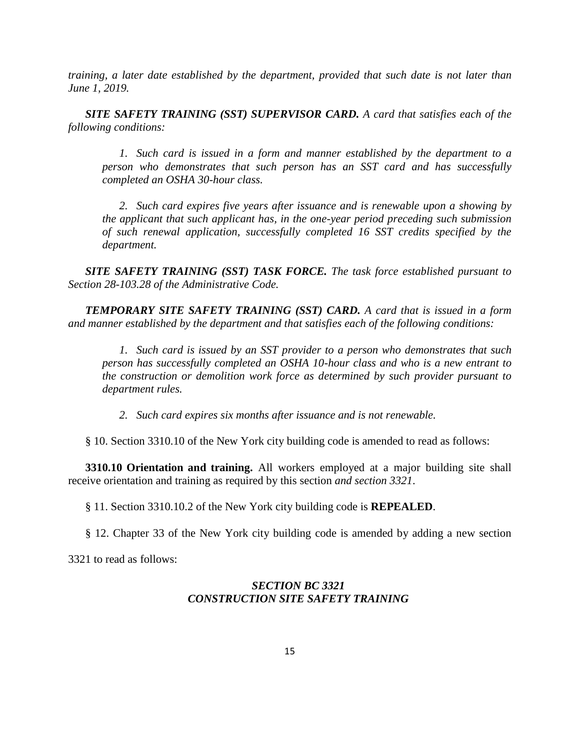*training, a later date established by the department, provided that such date is not later than June 1, 2019.*

***SITE SAFETY TRAINING (SST) SUPERVISOR CARD.*** *A card that satisfies each of the following conditions:*

> *1. Such card is issued in a form and manner established by the department to a person who demonstrates that such person has an SST card and has successfully completed an OSHA 30-hour class.*
>
> *2. Such card expires five years after issuance and is renewable upon a showing by the applicant that such applicant has, in the one-year period preceding such submission of such renewal application, successfully completed 16 SST credits specified by the department.*

***SITE SAFETY TRAINING (SST) TASK FORCE.*** *The task force established pursuant to Section 28-103.28 of the Administrative Code.*

***TEMPORARY SITE SAFETY TRAINING (SST) CARD.*** *A card that is issued in a form and manner established by the department and that satisfies each of the following conditions:*

> *1. Such card is issued by an SST provider to a person who demonstrates that such person has successfully completed an OSHA 10-hour class and who is a new entrant to the construction or demolition work force as determined by such provider pursuant to department rules.*
>
> *2. Such card expires six months after issuance and is not renewable.*

§ 10. Section 3310.10 of the New York city building code is amended to read as follows:

**3310.10 Orientation and training.** All workers employed at a major building site shall receive orientation and training as required by this section *and section 3321*.

§ 11. Section 3310.10.2 of the New York city building code is **REPEALED**.

§ 12. Chapter 33 of the New York city building code is amended by adding a new section 3321 to read as follows:

***SECTION BC 3321***
***CONSTRUCTION SITE SAFETY TRAINING***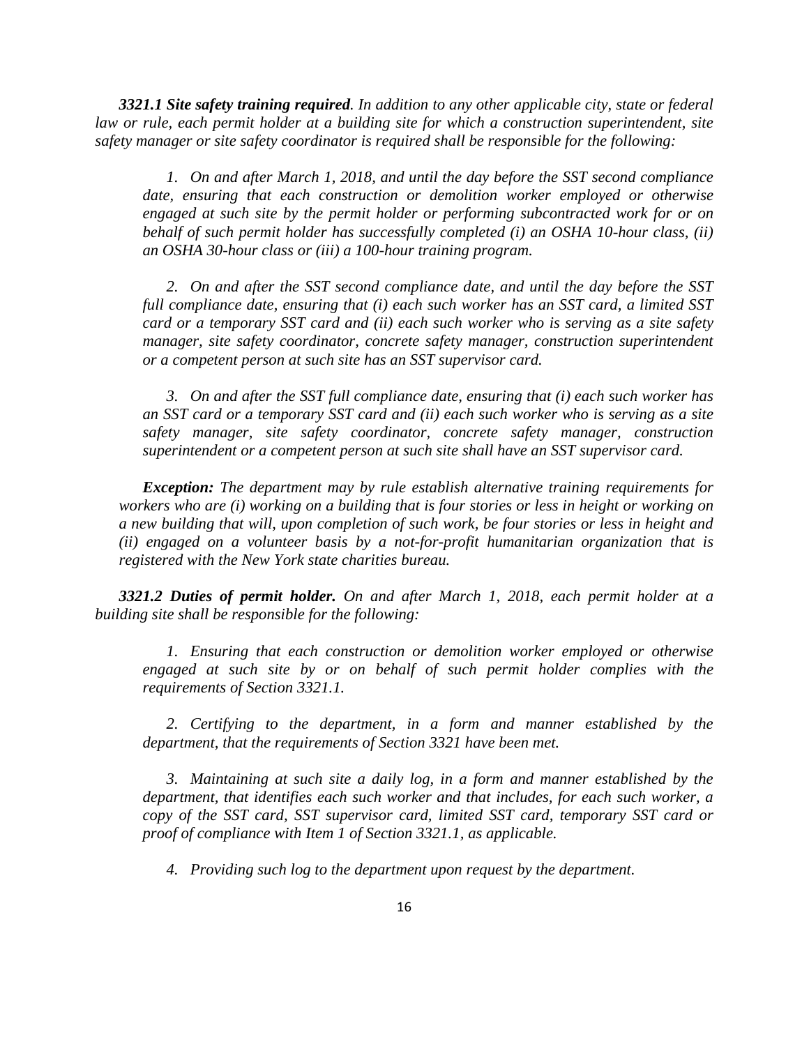***3321.1 Site safety training required****. In addition to any other applicable city, state or federal law or rule, each permit holder at a building site for which a construction superintendent, site safety manager or site safety coordinator is required shall be responsible for the following:*

*1. On and after March 1, 2018, and until the day before the SST second compliance date, ensuring that each construction or demolition worker employed or otherwise engaged at such site by the permit holder or performing subcontracted work for or on behalf of such permit holder has successfully completed (i) an OSHA 10-hour class, (ii) an OSHA 30-hour class or (iii) a 100-hour training program.*

*2. On and after the SST second compliance date, and until the day before the SST full compliance date, ensuring that (i) each such worker has an SST card, a limited SST card or a temporary SST card and (ii) each such worker who is serving as a site safety manager, site safety coordinator, concrete safety manager, construction superintendent or a competent person at such site has an SST supervisor card.*

*3. On and after the SST full compliance date, ensuring that (i) each such worker has an SST card or a temporary SST card and (ii) each such worker who is serving as a site safety manager, site safety coordinator, concrete safety manager, construction superintendent or a competent person at such site shall have an SST supervisor card.*

***Exception:*** *The department may by rule establish alternative training requirements for workers who are (i) working on a building that is four stories or less in height or working on a new building that will, upon completion of such work, be four stories or less in height and (ii) engaged on a volunteer basis by a not-for-profit humanitarian organization that is registered with the New York state charities bureau.*

***3321.2 Duties of permit holder.*** *On and after March 1, 2018, each permit holder at a building site shall be responsible for the following:*

*1. Ensuring that each construction or demolition worker employed or otherwise engaged at such site by or on behalf of such permit holder complies with the requirements of Section 3321.1.*

*2. Certifying to the department, in a form and manner established by the department, that the requirements of Section 3321 have been met.*

*3. Maintaining at such site a daily log, in a form and manner established by the department, that identifies each such worker and that includes, for each such worker, a copy of the SST card, SST supervisor card, limited SST card, temporary SST card or proof of compliance with Item 1 of Section 3321.1, as applicable.*

*4. Providing such log to the department upon request by the department.*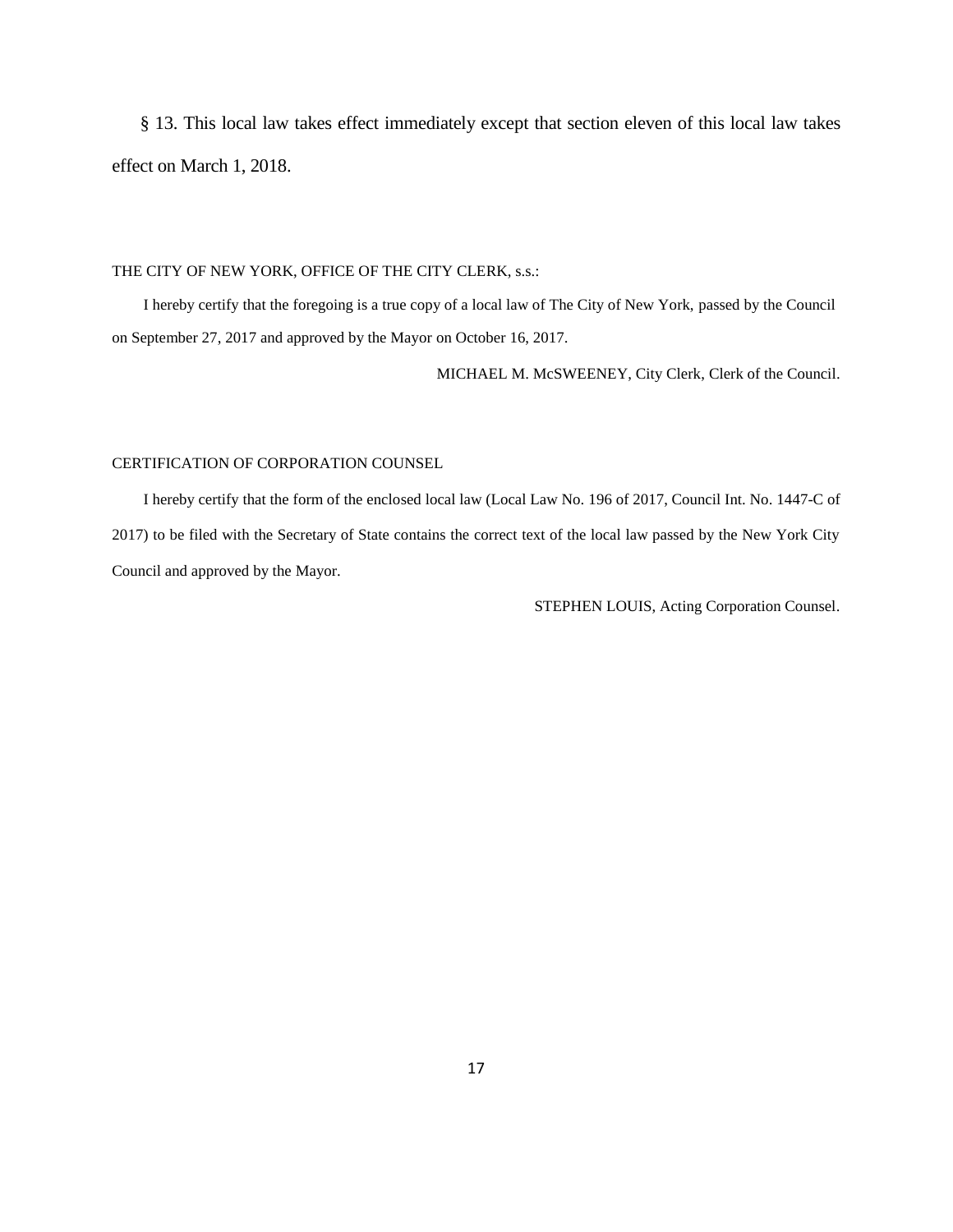§ 13. This local law takes effect immediately except that section eleven of this local law takes effect on March 1, 2018.

THE CITY OF NEW YORK, OFFICE OF THE CITY CLERK, s.s.:

I hereby certify that the foregoing is a true copy of a local law of The City of New York, passed by the Council on September 27, 2017 and approved by the Mayor on October 16, 2017.

MICHAEL M. McSWEENEY, City Clerk, Clerk of the Council.

CERTIFICATION OF CORPORATION COUNSEL

I hereby certify that the form of the enclosed local law (Local Law No. 196 of 2017, Council Int. No. 1447-C of 2017) to be filed with the Secretary of State contains the correct text of the local law passed by the New York City Council and approved by the Mayor.

STEPHEN LOUIS, Acting Corporation Counsel.